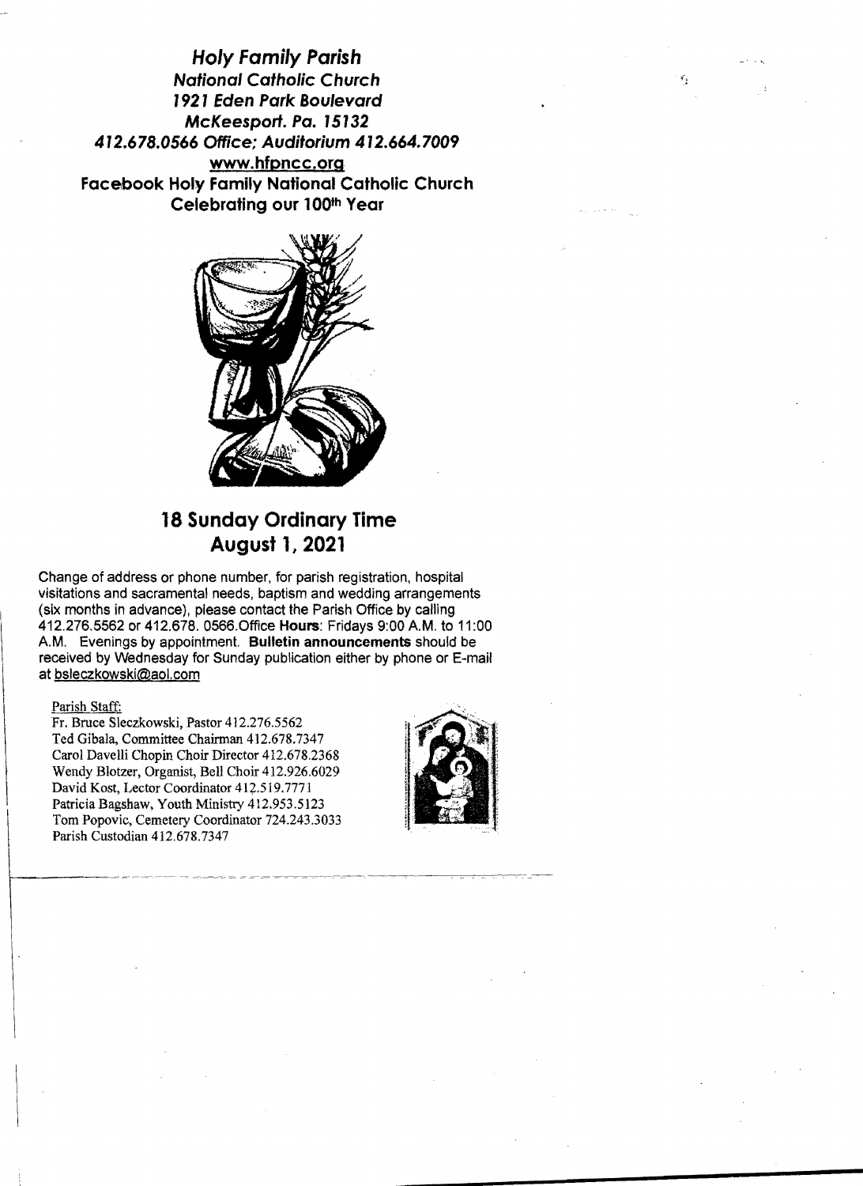# *Holy Family Parish*

***National Catholic Church***
***1921 Eden Park Boulevard***
***McKeesport. Pa. 15132***
***412.678.0566 Office; Auditorium 412.664.7009***
**www.hfpncc.org**
**Facebook Holy Family National Catholic Church**
**Celebrating our 100th Year**

## 18 Sunday Ordinary Time
## August 1, 2021

Change of address or phone number, for parish registration, hospital visitations and sacramental needs, baptism and wedding arrangements (six months in advance), please contact the Parish Office by calling 412.276.5562 or 412.678. 0566.Office **Hours**: Fridays 9:00 A.M. to 11:00 A.M. Evenings by appointment. **Bulletin announcements** should be received by Wednesday for Sunday publication either by phone or E-mail at bsleczkowski@aol.com

Parish Staff:
Fr. Bruce Sleczkowski, Pastor 412.276.5562
Ted Gibala, Committee Chairman 412.678.7347
Carol Davelli Chopin Choir Director 412.678.2368
Wendy Blotzer, Organist, Bell Choir 412.926.6029
David Kost, Lector Coordinator 412.519.7771
Patricia Bagshaw, Youth Ministry 412.953.5123
Tom Popovic, Cemetery Coordinator 724.243.3033
Parish Custodian 412.678.7347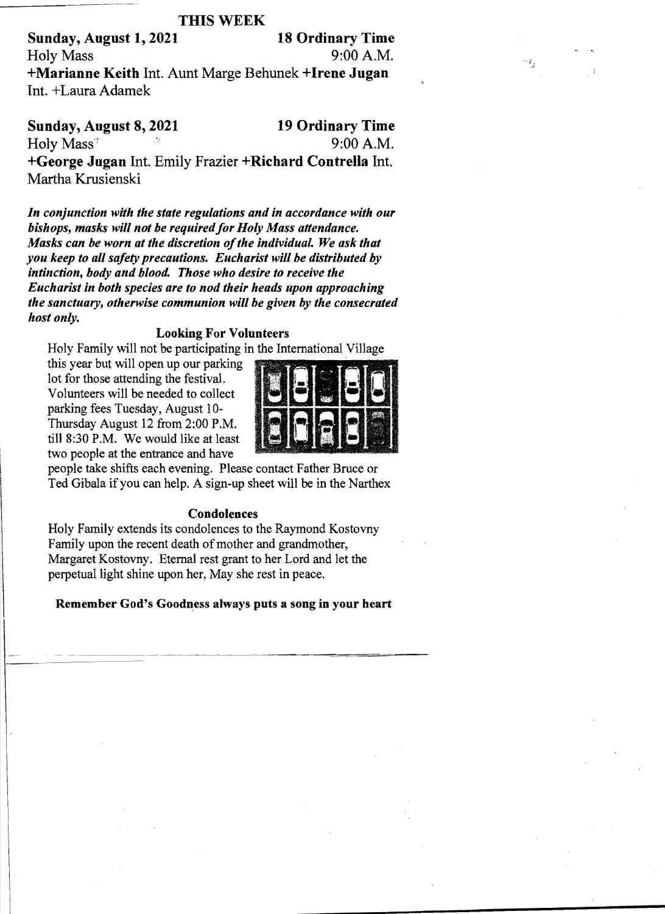## THIS WEEK

**Sunday, August 1, 2021** **18 Ordinary Time**
Holy Mass 9:00 A.M.
**+Marianne Keith** Int. Aunt Marge Behunek **+Irene Jugan** Int. +Laura Adamek

**Sunday, August 8, 2021** **19 Ordinary Time**
Holy Mass 9:00 A.M.
**+George Jugan** Int. Emily Frazier **+Richard Contrella** Int. Martha Krusienski

***In conjunction with the state regulations and in accordance with our bishops, masks will not be required for Holy Mass attendance. Masks can be worn at the discretion of the individual. We ask that you keep to all safety precautions. Eucharist will be distributed by intinction, body and blood. Those who desire to receive the Eucharist in both species are to nod their heads upon approaching the sanctuary, otherwise communion will be given by the consecrated host only.***

### Looking For Volunteers

Holy Family will not be participating in the International Village this year but will open up our parking lot for those attending the festival. Volunteers will be needed to collect parking fees Tuesday, August 10-Thursday August 12 from 2:00 P.M. till 8:30 P.M. We would like at least two people at the entrance and have people take shifts each evening. Please contact Father Bruce or Ted Gibala if you can help. A sign-up sheet will be in the Narthex

### Condolences

Holy Family extends its condolences to the Raymond Kostovny Family upon the recent death of mother and grandmother, Margaret Kostovny. Eternal rest grant to her Lord and let the perpetual light shine upon her, May she rest in peace.

**Remember God's Goodness always puts a song in your heart**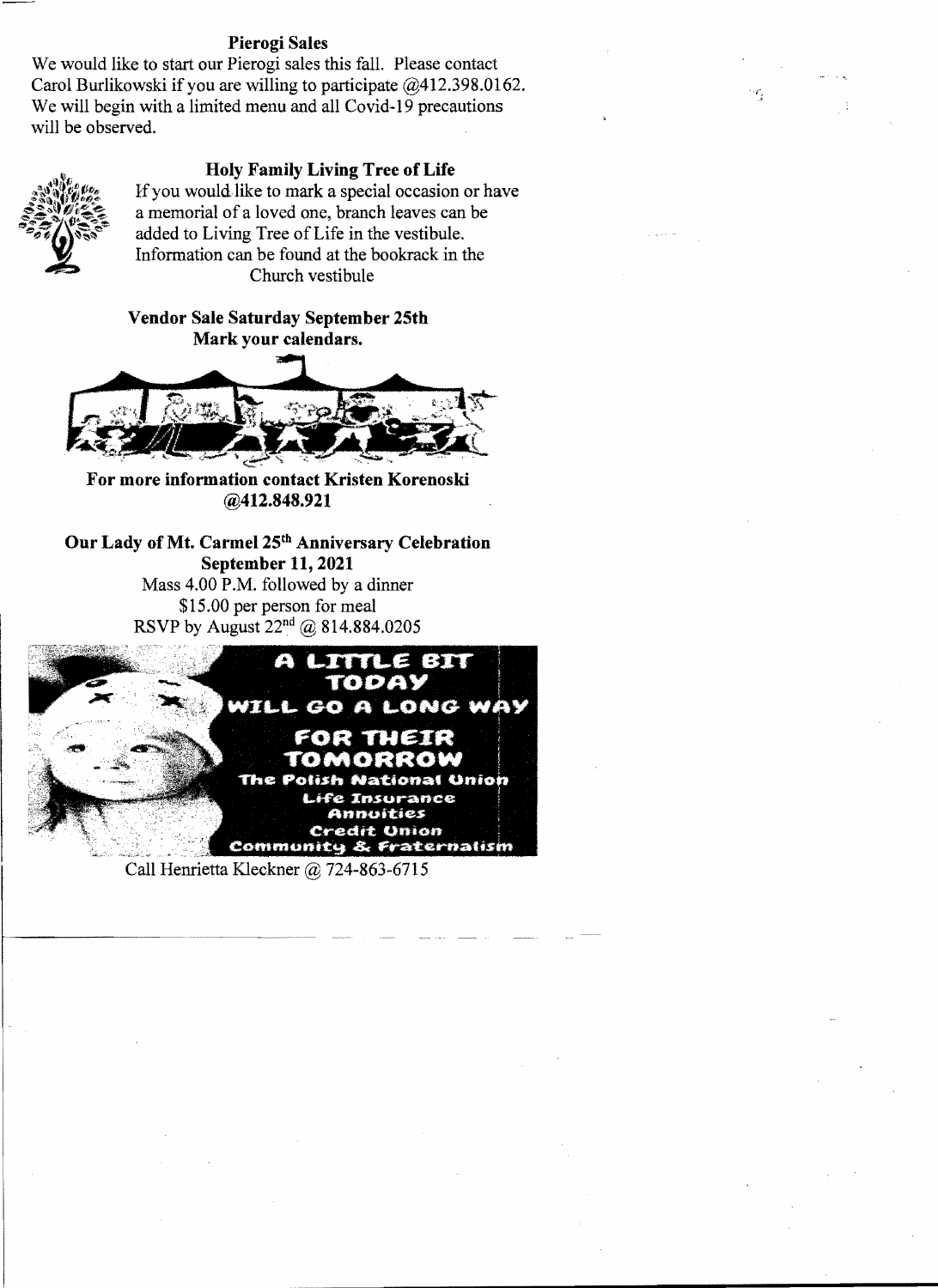### Pierogi Sales

We would like to start our Pierogi sales this fall. Please contact Carol Burlikowski if you are willing to participate @412.398.0162. We will begin with a limited menu and all Covid-19 precautions will be observed.

### Holy Family Living Tree of Life

If you would like to mark a special occasion or have a memorial of a loved one, branch leaves can be added to Living Tree of Life in the vestibule. Information can be found at the bookrack in the Church vestibule

**Vendor Sale Saturday September 25th**
**Mark your calendars.**

**For more information contact Kristen Korenoski @412.848.921**

### Our Lady of Mt. Carmel 25th Anniversary Celebration
**September 11, 2021**

Mass 4.00 P.M. followed by a dinner
$15.00 per person for meal
RSVP by August 22nd @ 814.884.0205

**A LITTLE BIT TODAY WILL GO A LONG WAY FOR THEIR TOMORROW**

**The Polish National Union**
Life Insurance
Annuities
Credit Union
Community & Fraternalism

Call Henrietta Kleckner @ 724-863-6715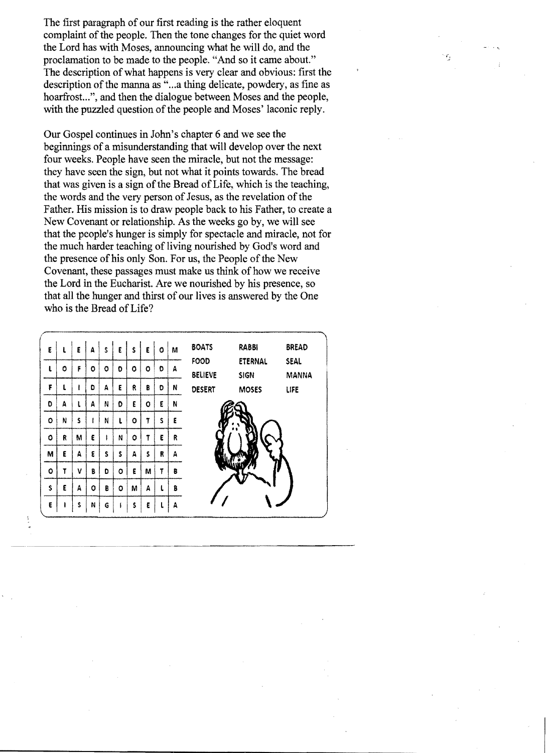The first paragraph of our first reading is the rather eloquent complaint of the people. Then the tone changes for the quiet word the Lord has with Moses, announcing what he will do, and the proclamation to be made to the people. "And so it came about." The description of what happens is very clear and obvious: first the description of the manna as "...a thing delicate, powdery, as fine as hoarfrost...", and then the dialogue between Moses and the people, with the puzzled question of the people and Moses' laconic reply.

Our Gospel continues in John's chapter 6 and we see the beginnings of a misunderstanding that will develop over the next four weeks. People have seen the miracle, but not the message: they have seen the sign, but not what it points towards. The bread that was given is a sign of the Bread of Life, which is the teaching, the words and the very person of Jesus, as the revelation of the Father. His mission is to draw people back to his Father, to create a New Covenant or relationship. As the weeks go by, we will see that the people's hunger is simply for spectacle and miracle, not for the much harder teaching of living nourished by God's word and the presence of his only Son. For us, the People of the New Covenant, these passages must make us think of how we receive the Lord in the Eucharist. Are we nourished by his presence, so that all the hunger and thirst of our lives is answered by the One who is the Bread of Life?

| | | | | | | | | | |
|---|---|---|---|---|---|---|---|---|---|
| E | L | E | A | S | E | S | E | O | M |
| L | O | F | O | O | D | O | O | D | A |
| F | L | I | D | A | E | R | B | D | N |
| D | A | L | A | N | D | E | O | E | N |
| O | N | S | I | N | L | O | T | S | E |
| O | R | M | E | I | N | O | T | E | R |
| M | E | A | E | S | S | A | S | R | A |
| O | T | V | B | D | O | E | M | T | B |
| S | E | A | O | B | O | M | A | L | B |
| E | I | S | N | G | I | S | E | L | A |

| | | |
|---|---|---|
| BOATS | RABBI | BREAD |
| FOOD | ETERNAL | SEAL |
| BELIEVE | SIGN | MANNA |
| DESERT | MOSES | LIFE |